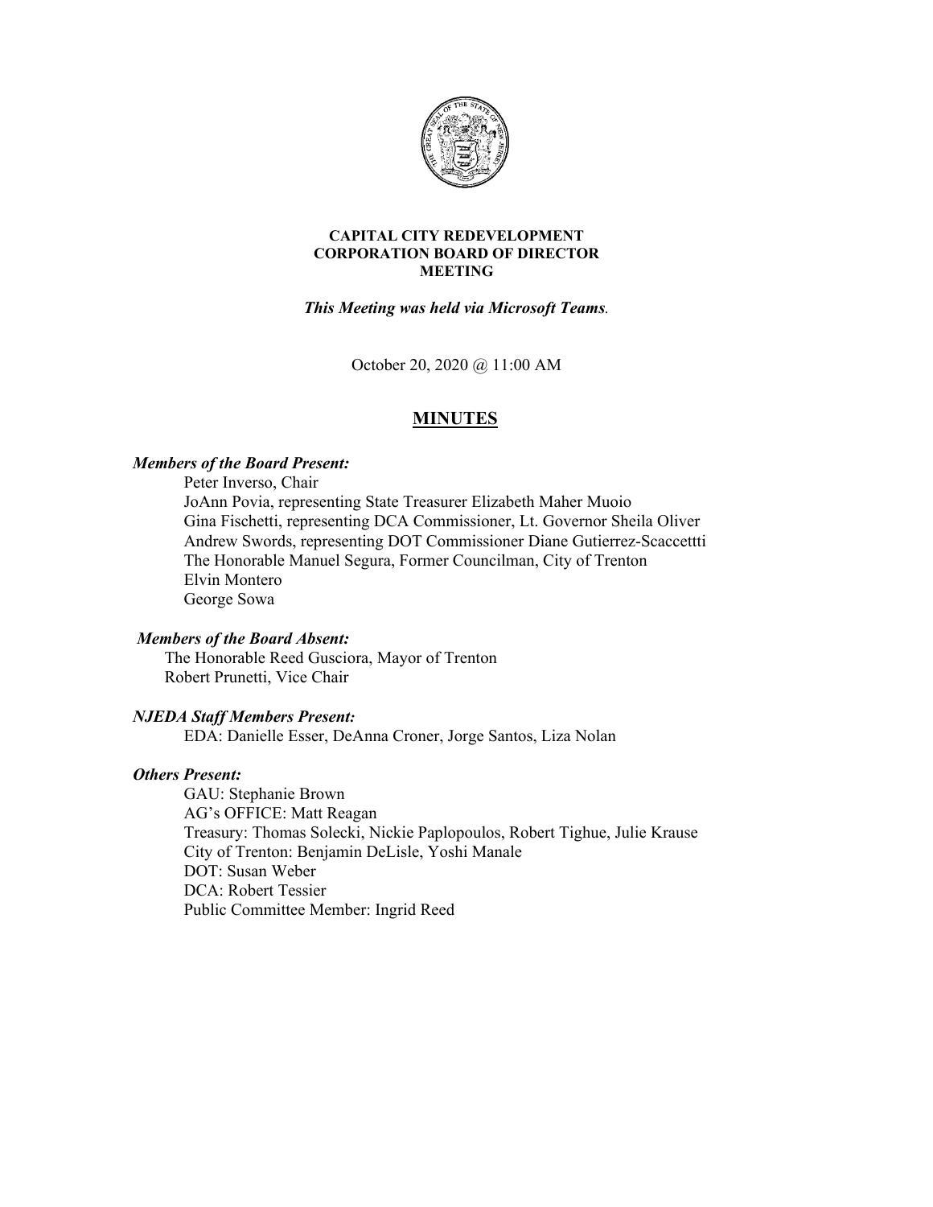**CAPITAL CITY REDEVELOPMENT CORPORATION BOARD OF DIRECTOR MEETING**

***This Meeting was held via Microsoft Teams.***

October 20, 2020 @ 11:00 AM

## MINUTES

***Members of the Board Present:***

Peter Inverso, Chair
JoAnn Povia, representing State Treasurer Elizabeth Maher Muoio
Gina Fischetti, representing DCA Commissioner, Lt. Governor Sheila Oliver
Andrew Swords, representing DOT Commissioner Diane Gutierrez-Scaccettti
The Honorable Manuel Segura, Former Councilman, City of Trenton
Elvin Montero
George Sowa

***Members of the Board Absent:***

The Honorable Reed Gusciora, Mayor of Trenton
Robert Prunetti, Vice Chair

***NJEDA Staff Members Present:***

EDA: Danielle Esser, DeAnna Croner, Jorge Santos, Liza Nolan

***Others Present:***

GAU: Stephanie Brown
AG's OFFICE: Matt Reagan
Treasury: Thomas Solecki, Nickie Paplopoulos, Robert Tighue, Julie Krause
City of Trenton: Benjamin DeLisle, Yoshi Manale
DOT: Susan Weber
DCA: Robert Tessier
Public Committee Member: Ingrid Reed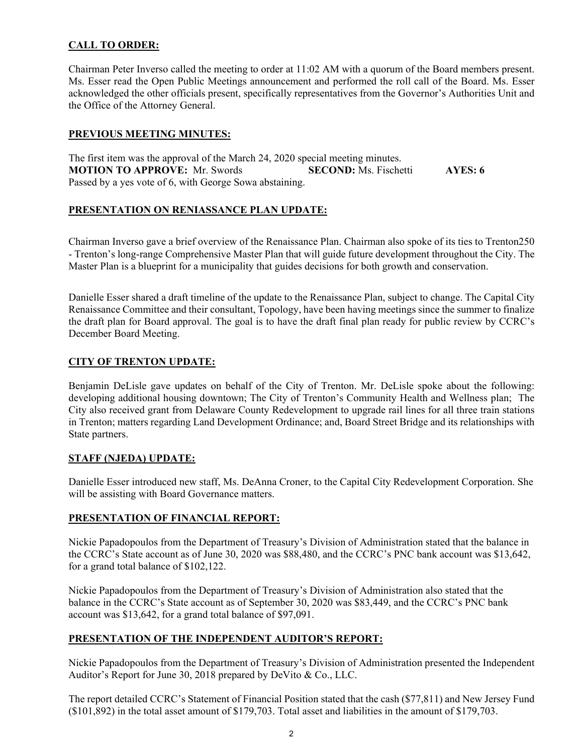## CALL TO ORDER:

Chairman Peter Inverso called the meeting to order at 11:02 AM with a quorum of the Board members present. Ms. Esser read the Open Public Meetings announcement and performed the roll call of the Board. Ms. Esser acknowledged the other officials present, specifically representatives from the Governor's Authorities Unit and the Office of the Attorney General.

## PREVIOUS MEETING MINUTES:

The first item was the approval of the March 24, 2020 special meeting minutes.
**MOTION TO APPROVE:** Mr. Swords **SECOND:** Ms. Fischetti **AYES: 6**
Passed by a yes vote of 6, with George Sowa abstaining.

## PRESENTATION ON RENIASSANCE PLAN UPDATE:

Chairman Inverso gave a brief overview of the Renaissance Plan. Chairman also spoke of its ties to Trenton250 - Trenton's long-range Comprehensive Master Plan that will guide future development throughout the City. The Master Plan is a blueprint for a municipality that guides decisions for both growth and conservation.

Danielle Esser shared a draft timeline of the update to the Renaissance Plan, subject to change. The Capital City Renaissance Committee and their consultant, Topology, have been having meetings since the summer to finalize the draft plan for Board approval. The goal is to have the draft final plan ready for public review by CCRC's December Board Meeting.

## CITY OF TRENTON UPDATE:

Benjamin DeLisle gave updates on behalf of the City of Trenton. Mr. DeLisle spoke about the following: developing additional housing downtown; The City of Trenton's Community Health and Wellness plan; The City also received grant from Delaware County Redevelopment to upgrade rail lines for all three train stations in Trenton; matters regarding Land Development Ordinance; and, Board Street Bridge and its relationships with State partners.

## STAFF (NJEDA) UPDATE:

Danielle Esser introduced new staff, Ms. DeAnna Croner, to the Capital City Redevelopment Corporation. She will be assisting with Board Governance matters.

## PRESENTATION OF FINANCIAL REPORT:

Nickie Papadopoulos from the Department of Treasury's Division of Administration stated that the balance in the CCRC's State account as of June 30, 2020 was $88,480, and the CCRC's PNC bank account was $13,642, for a grand total balance of $102,122.

Nickie Papadopoulos from the Department of Treasury's Division of Administration also stated that the balance in the CCRC's State account as of September 30, 2020 was $83,449, and the CCRC's PNC bank account was $13,642, for a grand total balance of $97,091.

## PRESENTATION OF THE INDEPENDENT AUDITOR'S REPORT:

Nickie Papadopoulos from the Department of Treasury's Division of Administration presented the Independent Auditor's Report for June 30, 2018 prepared by DeVito & Co., LLC.

The report detailed CCRC's Statement of Financial Position stated that the cash ($77,811) and New Jersey Fund ($101,892) in the total asset amount of $179,703. Total asset and liabilities in the amount of $179,703.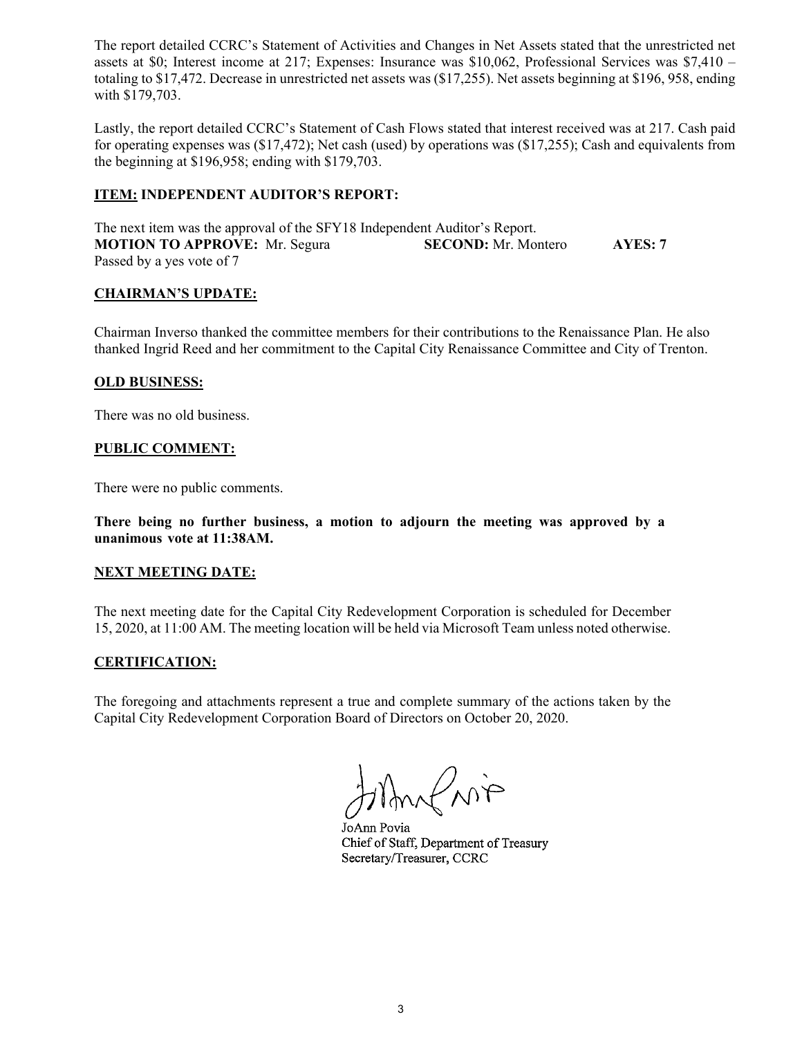The report detailed CCRC's Statement of Activities and Changes in Net Assets stated that the unrestricted net assets at $0; Interest income at 217; Expenses: Insurance was $10,062, Professional Services was $7,410 – totaling to $17,472. Decrease in unrestricted net assets was ($17,255). Net assets beginning at $196, 958, ending with $179,703.

Lastly, the report detailed CCRC's Statement of Cash Flows stated that interest received was at 217. Cash paid for operating expenses was ($17,472); Net cash (used) by operations was ($17,255); Cash and equivalents from the beginning at $196,958; ending with $179,703.

## ITEM: INDEPENDENT AUDITOR'S REPORT:

The next item was the approval of the SFY18 Independent Auditor's Report.

**MOTION TO APPROVE:** Mr. Segura **SECOND:** Mr. Montero **AYES: 7**

Passed by a yes vote of 7

## CHAIRMAN'S UPDATE:

Chairman Inverso thanked the committee members for their contributions to the Renaissance Plan. He also thanked Ingrid Reed and her commitment to the Capital City Renaissance Committee and City of Trenton.

## OLD BUSINESS:

There was no old business.

## PUBLIC COMMENT:

There were no public comments.

**There being no further business, a motion to adjourn the meeting was approved by a unanimous vote at 11:38AM.**

## NEXT MEETING DATE:

The next meeting date for the Capital City Redevelopment Corporation is scheduled for December 15, 2020, at 11:00 AM. The meeting location will be held via Microsoft Team unless noted otherwise.

## CERTIFICATION:

The foregoing and attachments represent a true and complete summary of the actions taken by the Capital City Redevelopment Corporation Board of Directors on October 20, 2020.

JoAnn Povia
Chief of Staff, Department of Treasury
Secretary/Treasurer, CCRC